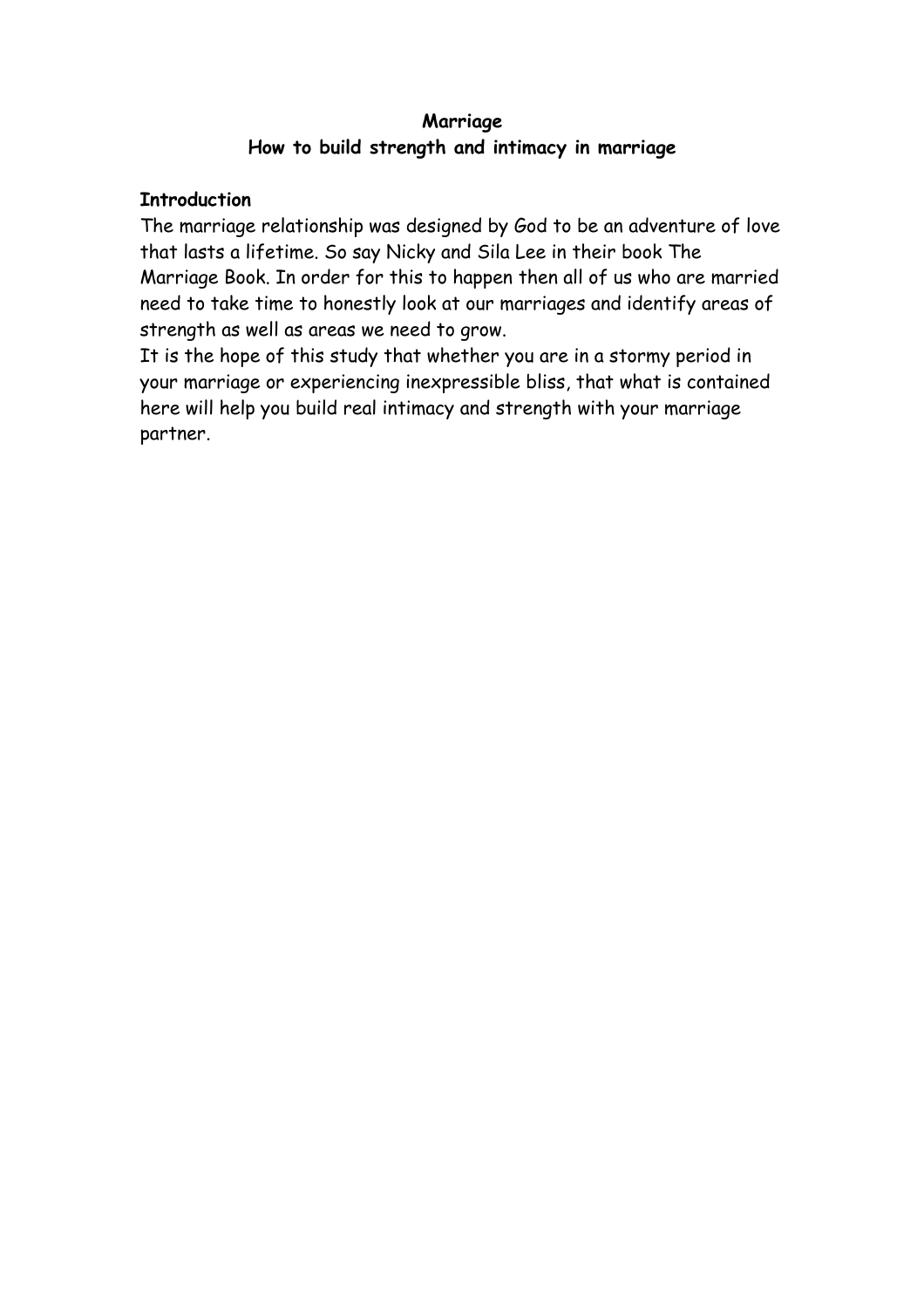# Marriage

## How to build strength and intimacy in marriage

**Introduction**

The marriage relationship was designed by God to be an adventure of love that lasts a lifetime. So say Nicky and Sila Lee in their book The Marriage Book. In order for this to happen then all of us who are married need to take time to honestly look at our marriages and identify areas of strength as well as areas we need to grow.

It is the hope of this study that whether you are in a stormy period in your marriage or experiencing inexpressible bliss, that what is contained here will help you build real intimacy and strength with your marriage partner.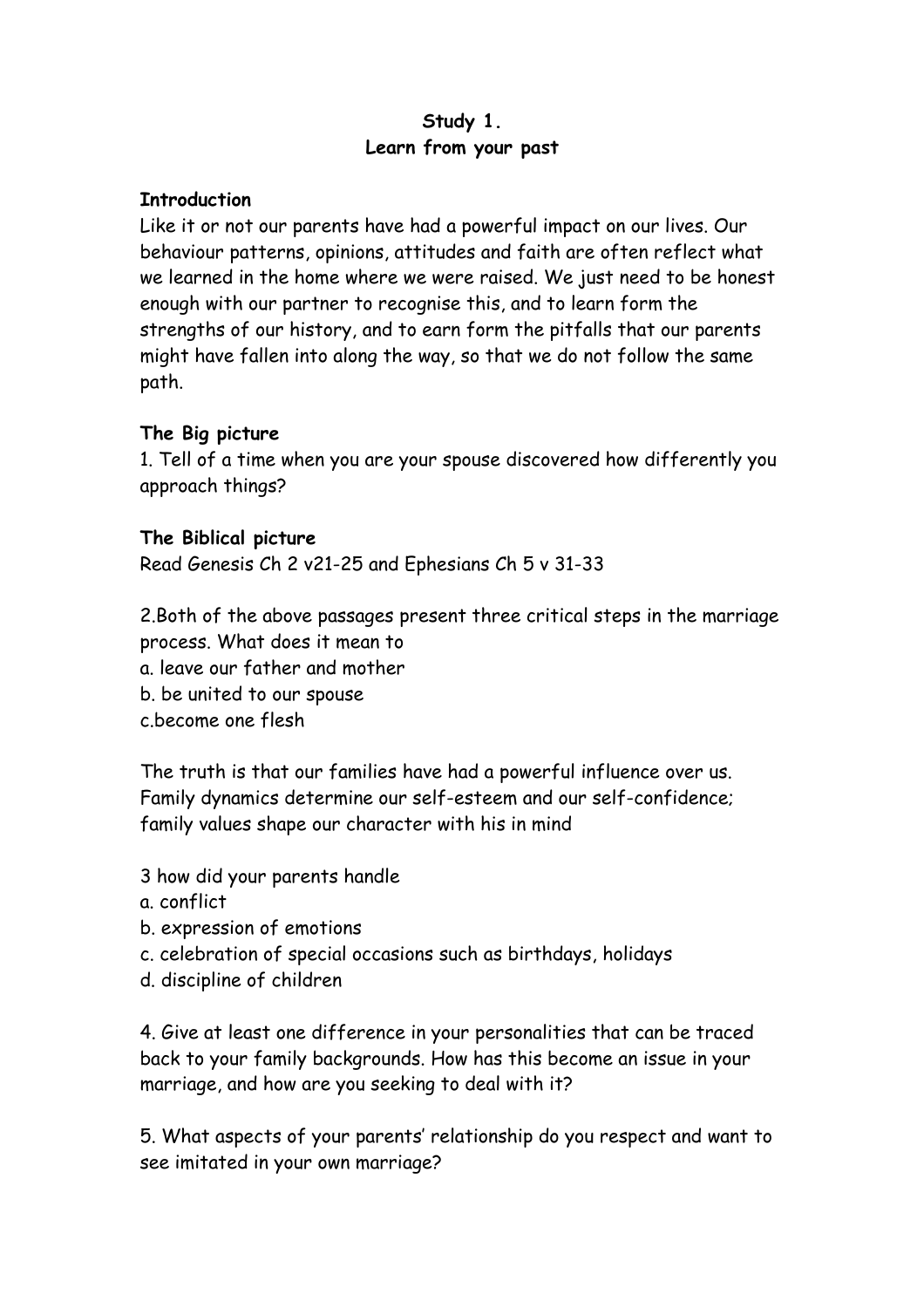**Study 1.**
**Learn from your past**

**Introduction**

Like it or not our parents have had a powerful impact on our lives. Our behaviour patterns, opinions, attitudes and faith are often reflect what we learned in the home where we were raised. We just need to be honest enough with our partner to recognise this, and to learn form the strengths of our history, and to earn form the pitfalls that our parents might have fallen into along the way, so that we do not follow the same path.

**The Big picture**

1. Tell of a time when you are your spouse discovered how differently you approach things?

**The Biblical picture**

Read Genesis Ch 2 v21-25 and Ephesians Ch 5 v 31-33

2.Both of the above passages present three critical steps in the marriage process. What does it mean to
a. leave our father and mother
b. be united to our spouse
c.become one flesh

The truth is that our families have had a powerful influence over us. Family dynamics determine our self-esteem and our self-confidence; family values shape our character with his in mind

3 how did your parents handle
a. conflict
b. expression of emotions
c. celebration of special occasions such as birthdays, holidays
d. discipline of children

4. Give at least one difference in your personalities that can be traced back to your family backgrounds. How has this become an issue in your marriage, and how are you seeking to deal with it?

5. What aspects of your parents' relationship do you respect and want to see imitated in your own marriage?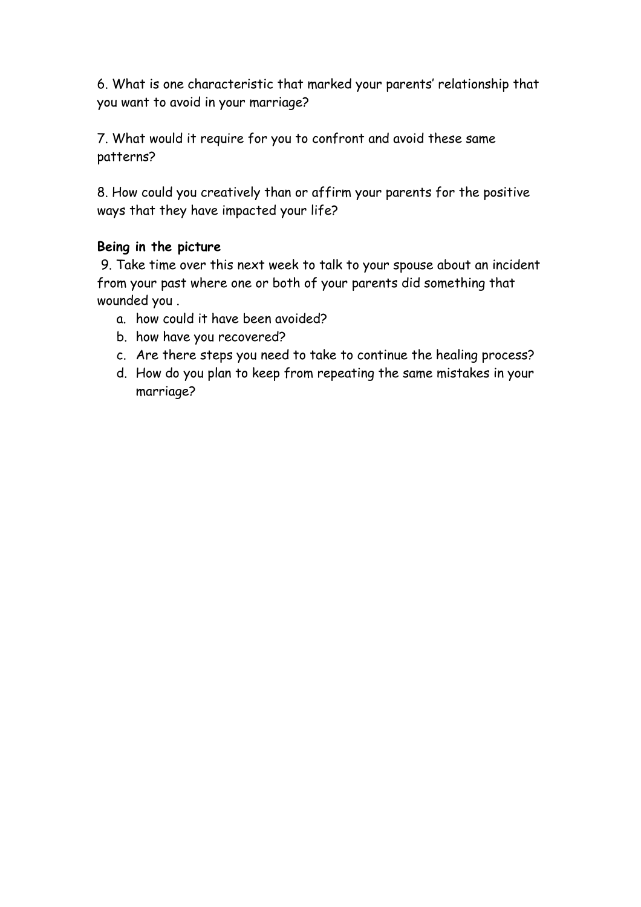6. What is one characteristic that marked your parents' relationship that you want to avoid in your marriage?

7. What would it require for you to confront and avoid these same patterns?

8. How could you creatively than or affirm your parents for the positive ways that they have impacted your life?

**Being in the picture**

9. Take time over this next week to talk to your spouse about an incident from your past where one or both of your parents did something that wounded you .

a. how could it have been avoided?
b. how have you recovered?
c. Are there steps you need to take to continue the healing process?
d. How do you plan to keep from repeating the same mistakes in your marriage?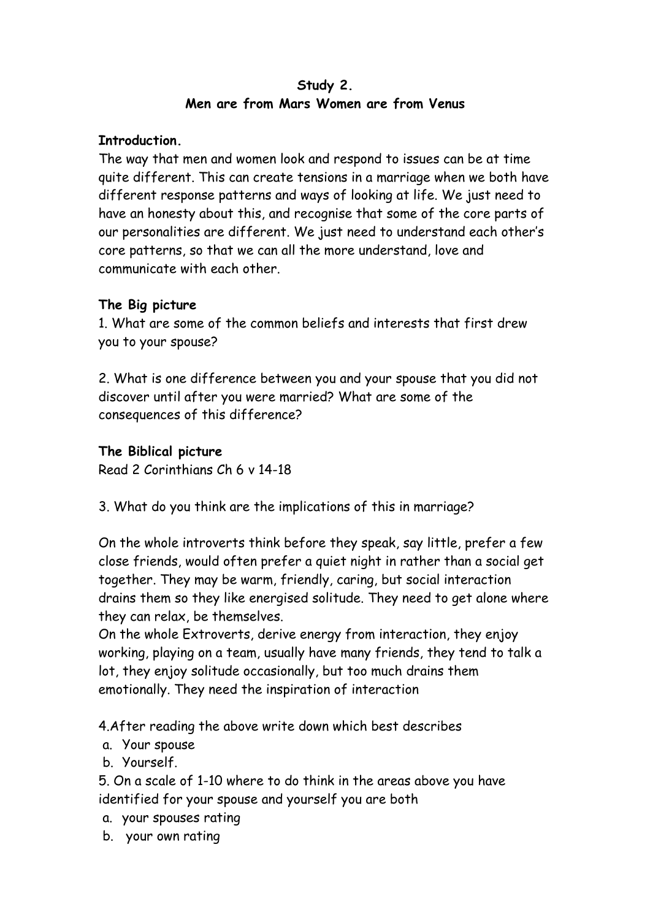**Study 2.**
**Men are from Mars Women are from Venus**

**Introduction.**
The way that men and women look and respond to issues can be at time quite different. This can create tensions in a marriage when we both have different response patterns and ways of looking at life. We just need to have an honesty about this, and recognise that some of the core parts of our personalities are different. We just need to understand each other's core patterns, so that we can all the more understand, love and communicate with each other.

**The Big picture**
1. What are some of the common beliefs and interests that first drew you to your spouse?

2. What is one difference between you and your spouse that you did not discover until after you were married? What are some of the consequences of this difference?

**The Biblical picture**
Read 2 Corinthians Ch 6 v 14-18

3. What do you think are the implications of this in marriage?

On the whole introverts think before they speak, say little, prefer a few close friends, would often prefer a quiet night in rather than a social get together. They may be warm, friendly, caring, but social interaction drains them so they like energised solitude. They need to get alone where they can relax, be themselves.
On the whole Extroverts, derive energy from interaction, they enjoy working, playing on a team, usually have many friends, they tend to talk a lot, they enjoy solitude occasionally, but too much drains them emotionally. They need the inspiration of interaction

4.After reading the above write down which best describes
 a. Your spouse
 b. Yourself.
5. On a scale of 1-10 where to do think in the areas above you have identified for your spouse and yourself you are both
 a. your spouses rating
 b. your own rating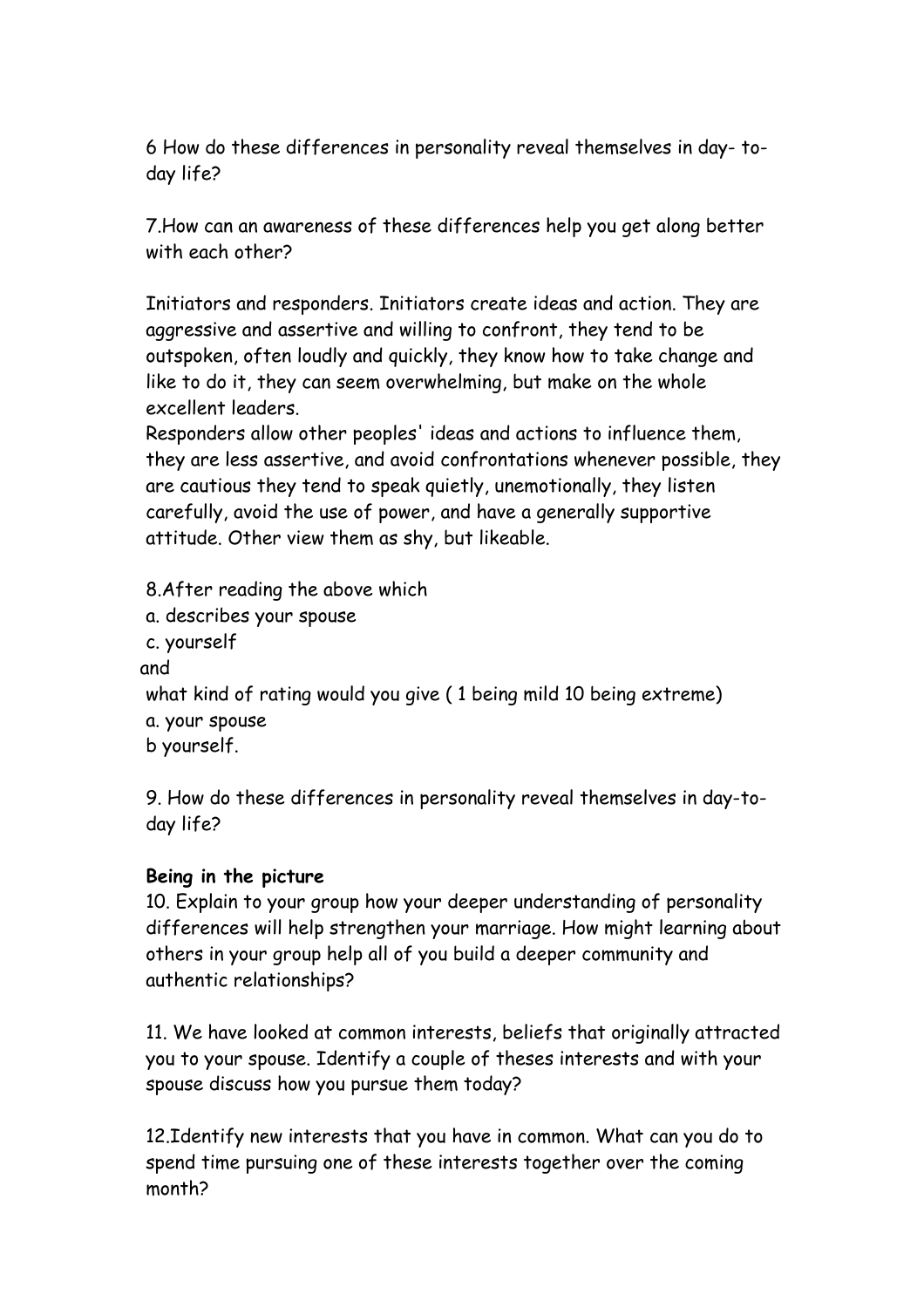6 How do these differences in personality reveal themselves in day- to-day life?

7.How can an awareness of these differences help you get along better with each other?

Initiators and responders. Initiators create ideas and action. They are aggressive and assertive and willing to confront, they tend to be outspoken, often loudly and quickly, they know how to take change and like to do it, they can seem overwhelming, but make on the whole excellent leaders.
Responders allow other peoples' ideas and actions to influence them, they are less assertive, and avoid confrontations whenever possible, they are cautious they tend to speak quietly, unemotionally, they listen carefully, avoid the use of power, and have a generally supportive attitude. Other view them as shy, but likeable.

8.After reading the above which
a. describes your spouse
c. yourself
and
what kind of rating would you give ( 1 being mild 10 being extreme)
a. your spouse
b yourself.

9. How do these differences in personality reveal themselves in day-to-day life?

**Being in the picture**
10. Explain to your group how your deeper understanding of personality differences will help strengthen your marriage. How might learning about others in your group help all of you build a deeper community and authentic relationships?

11. We have looked at common interests, beliefs that originally attracted you to your spouse. Identify a couple of theses interests and with your spouse discuss how you pursue them today?

12.Identify new interests that you have in common. What can you do to spend time pursuing one of these interests together over the coming month?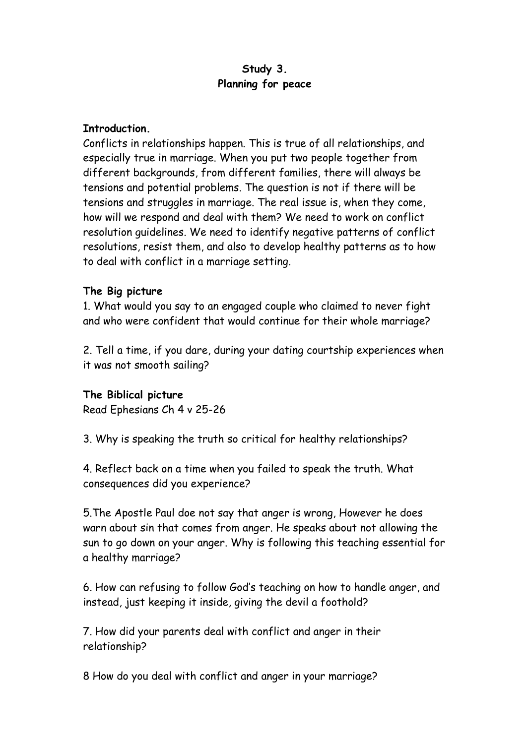**Study 3.**
**Planning for peace**

**Introduction.**
Conflicts in relationships happen. This is true of all relationships, and especially true in marriage. When you put two people together from different backgrounds, from different families, there will always be tensions and potential problems. The question is not if there will be tensions and struggles in marriage. The real issue is, when they come, how will we respond and deal with them? We need to work on conflict resolution guidelines. We need to identify negative patterns of conflict resolutions, resist them, and also to develop healthy patterns as to how to deal with conflict in a marriage setting.

**The Big picture**
1. What would you say to an engaged couple who claimed to never fight and who were confident that would continue for their whole marriage?

2. Tell a time, if you dare, during your dating courtship experiences when it was not smooth sailing?

**The Biblical picture**
Read Ephesians Ch 4 v 25-26

3. Why is speaking the truth so critical for healthy relationships?

4. Reflect back on a time when you failed to speak the truth. What consequences did you experience?

5.The Apostle Paul doe not say that anger is wrong, However he does warn about sin that comes from anger. He speaks about not allowing the sun to go down on your anger. Why is following this teaching essential for a healthy marriage?

6. How can refusing to follow God's teaching on how to handle anger, and instead, just keeping it inside, giving the devil a foothold?

7. How did your parents deal with conflict and anger in their relationship?

8 How do you deal with conflict and anger in your marriage?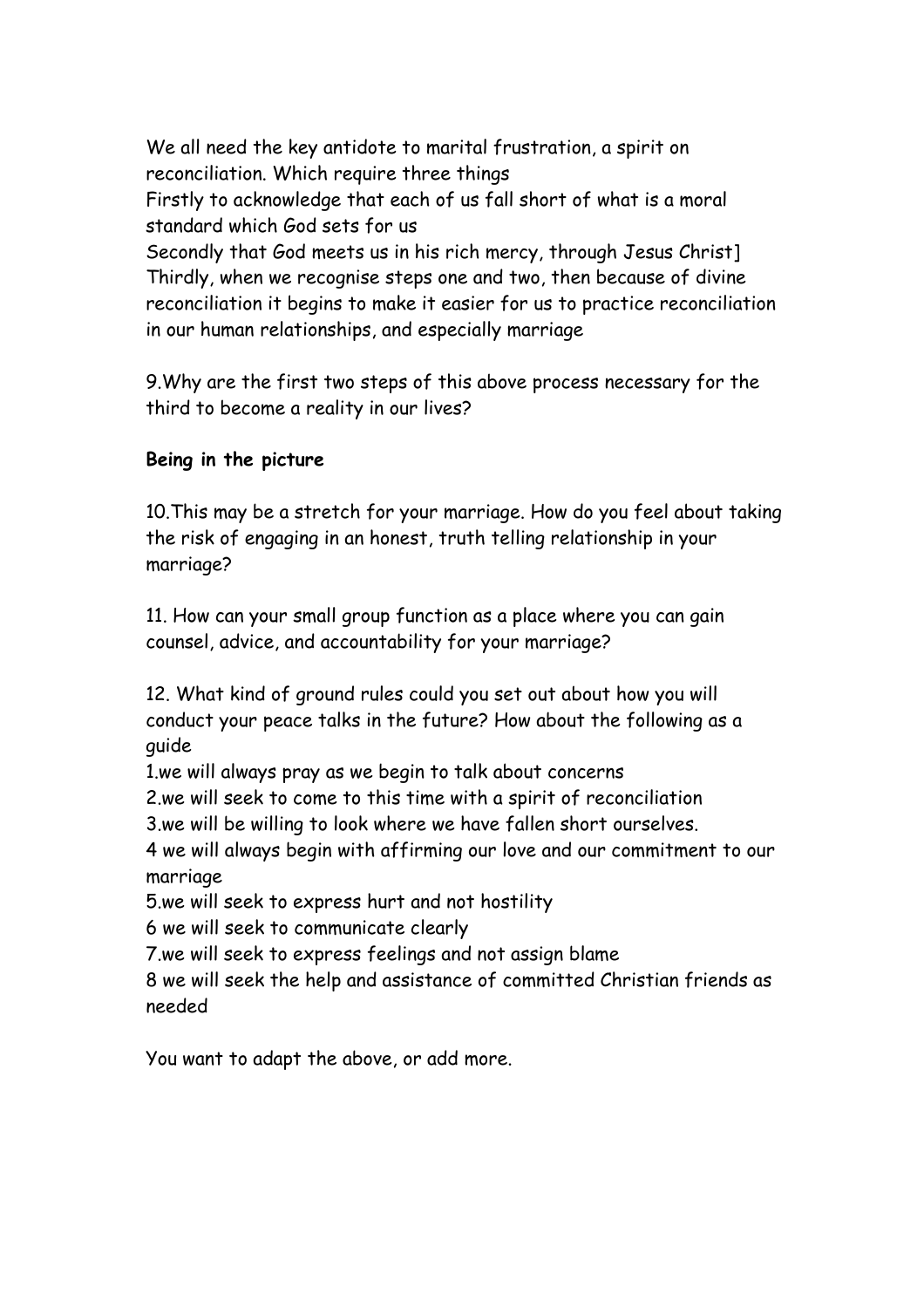We all need the key antidote to marital frustration, a spirit on reconciliation. Which require three things
Firstly to acknowledge that each of us fall short of what is a moral standard which God sets for us
Secondly that God meets us in his rich mercy, through Jesus Christ]
Thirdly, when we recognise steps one and two, then because of divine reconciliation it begins to make it easier for us to practice reconciliation in our human relationships, and especially marriage

9.Why are the first two steps of this above process necessary for the third to become a reality in our lives?

**Being in the picture**

10.This may be a stretch for your marriage. How do you feel about taking the risk of engaging in an honest, truth telling relationship in your marriage?

11. How can your small group function as a place where you can gain counsel, advice, and accountability for your marriage?

12. What kind of ground rules could you set out about how you will conduct your peace talks in the future? How about the following as a guide

1.we will always pray as we begin to talk about concerns
2.we will seek to come to this time with a spirit of reconciliation
3.we will be willing to look where we have fallen short ourselves.
4 we will always begin with affirming our love and our commitment to our marriage
5.we will seek to express hurt and not hostility
6 we will seek to communicate clearly
7.we will seek to express feelings and not assign blame
8 we will seek the help and assistance of committed Christian friends as needed

You want to adapt the above, or add more.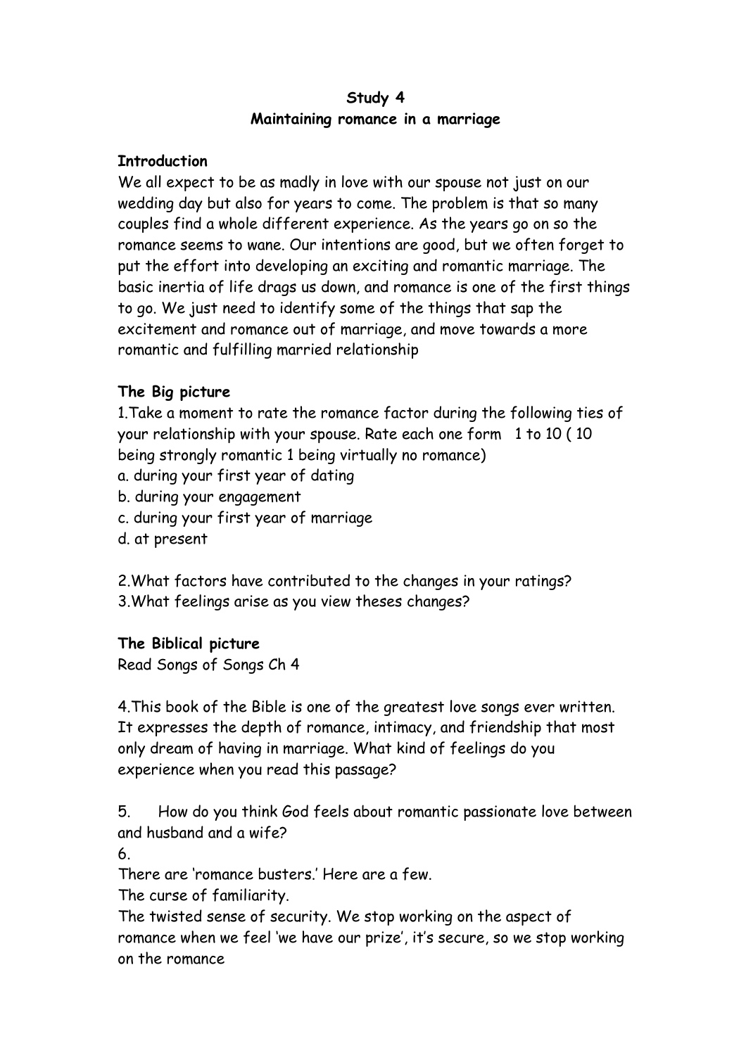**Study 4**

**Maintaining romance in a marriage**

**Introduction**

We all expect to be as madly in love with our spouse not just on our wedding day but also for years to come. The problem is that so many couples find a whole different experience. As the years go on so the romance seems to wane. Our intentions are good, but we often forget to put the effort into developing an exciting and romantic marriage. The basic inertia of life drags us down, and romance is one of the first things to go. We just need to identify some of the things that sap the excitement and romance out of marriage, and move towards a more romantic and fulfilling married relationship

**The Big picture**

1.Take a moment to rate the romance factor during the following ties of your relationship with your spouse. Rate each one form 1 to 10 ( 10 being strongly romantic 1 being virtually no romance)

a. during your first year of dating

b. during your engagement

c. during your first year of marriage

d. at present

2.What factors have contributed to the changes in your ratings?

3.What feelings arise as you view theses changes?

**The Biblical picture**

Read Songs of Songs Ch 4

4.This book of the Bible is one of the greatest love songs ever written. It expresses the depth of romance, intimacy, and friendship that most only dream of having in marriage. What kind of feelings do you experience when you read this passage?

5. How do you think God feels about romantic passionate love between and husband and a wife?

6.

There are 'romance busters.' Here are a few.

The curse of familiarity.

The twisted sense of security. We stop working on the aspect of romance when we feel 'we have our prize', it's secure, so we stop working on the romance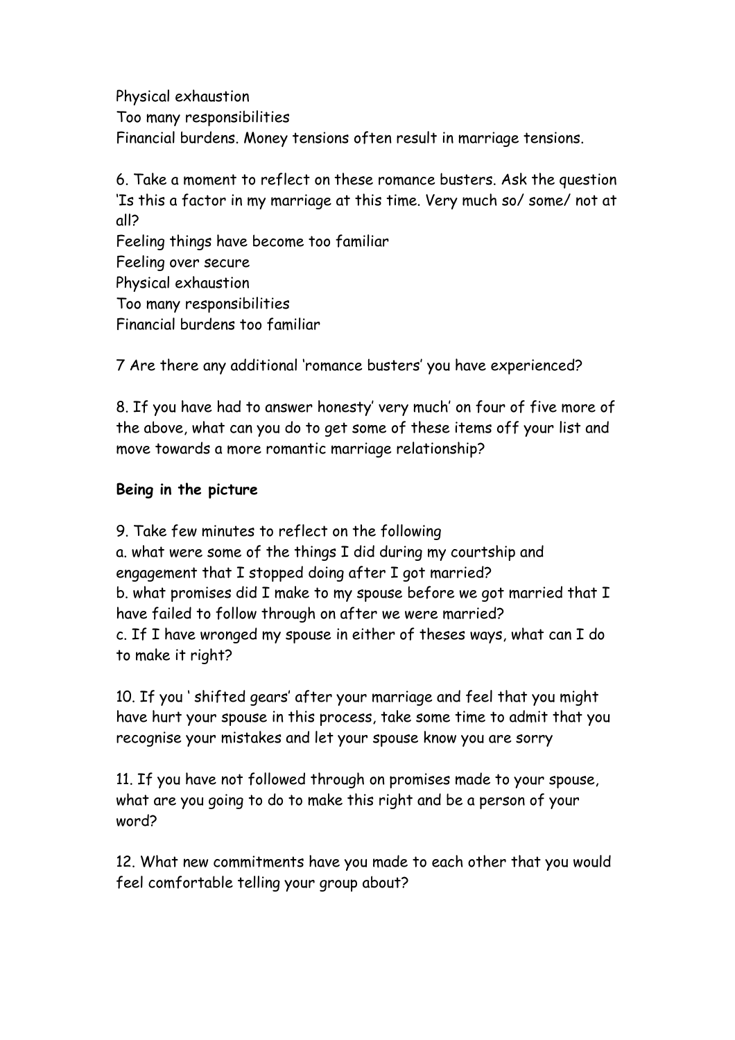Physical exhaustion
Too many responsibilities
Financial burdens. Money tensions often result in marriage tensions.

6. Take a moment to reflect on these romance busters. Ask the question 'Is this a factor in my marriage at this time. Very much so/ some/ not at all?
Feeling things have become too familiar
Feeling over secure
Physical exhaustion
Too many responsibilities
Financial burdens too familiar

7 Are there any additional 'romance busters' you have experienced?

8. If you have had to answer honesty' very much' on four of five more of the above, what can you do to get some of these items off your list and move towards a more romantic marriage relationship?

**Being in the picture**

9. Take few minutes to reflect on the following
a. what were some of the things I did during my courtship and engagement that I stopped doing after I got married?
b. what promises did I make to my spouse before we got married that I have failed to follow through on after we were married?
c. If I have wronged my spouse in either of theses ways, what can I do to make it right?

10. If you ' shifted gears' after your marriage and feel that you might have hurt your spouse in this process, take some time to admit that you recognise your mistakes and let your spouse know you are sorry

11. If you have not followed through on promises made to your spouse, what are you going to do to make this right and be a person of your word?

12. What new commitments have you made to each other that you would feel comfortable telling your group about?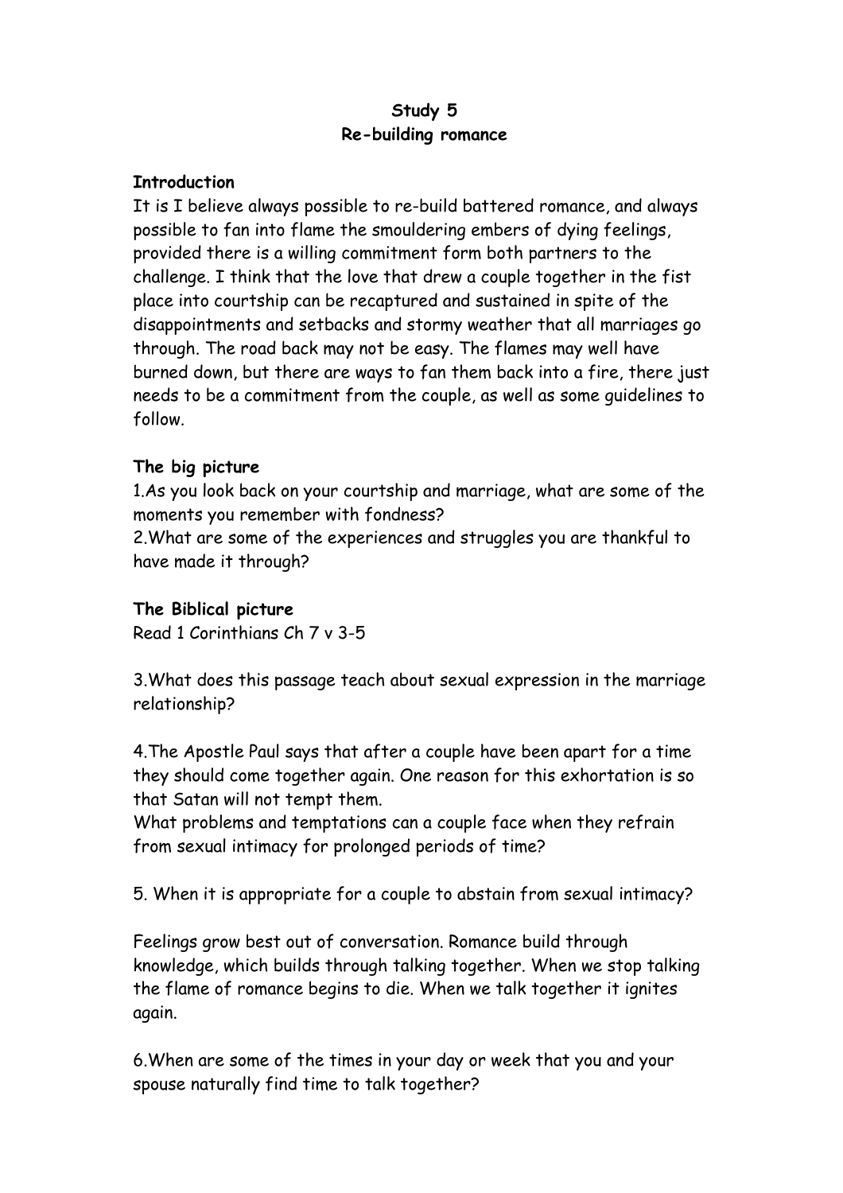**Study 5**
**Re-building romance**

**Introduction**

It is I believe always possible to re-build battered romance, and always possible to fan into flame the smouldering embers of dying feelings, provided there is a willing commitment form both partners to the challenge. I think that the love that drew a couple together in the fist place into courtship can be recaptured and sustained in spite of the disappointments and setbacks and stormy weather that all marriages go through. The road back may not be easy. The flames may well have burned down, but there are ways to fan them back into a fire, there just needs to be a commitment from the couple, as well as some guidelines to follow.

**The big picture**

1.As you look back on your courtship and marriage, what are some of the moments you remember with fondness?
2.What are some of the experiences and struggles you are thankful to have made it through?

**The Biblical picture**

Read 1 Corinthians Ch 7 v 3-5

3.What does this passage teach about sexual expression in the marriage relationship?

4.The Apostle Paul says that after a couple have been apart for a time they should come together again. One reason for this exhortation is so that Satan will not tempt them.
What problems and temptations can a couple face when they refrain from sexual intimacy for prolonged periods of time?

5. When it is appropriate for a couple to abstain from sexual intimacy?

Feelings grow best out of conversation. Romance build through knowledge, which builds through talking together. When we stop talking the flame of romance begins to die. When we talk together it ignites again.

6.When are some of the times in your day or week that you and your spouse naturally find time to talk together?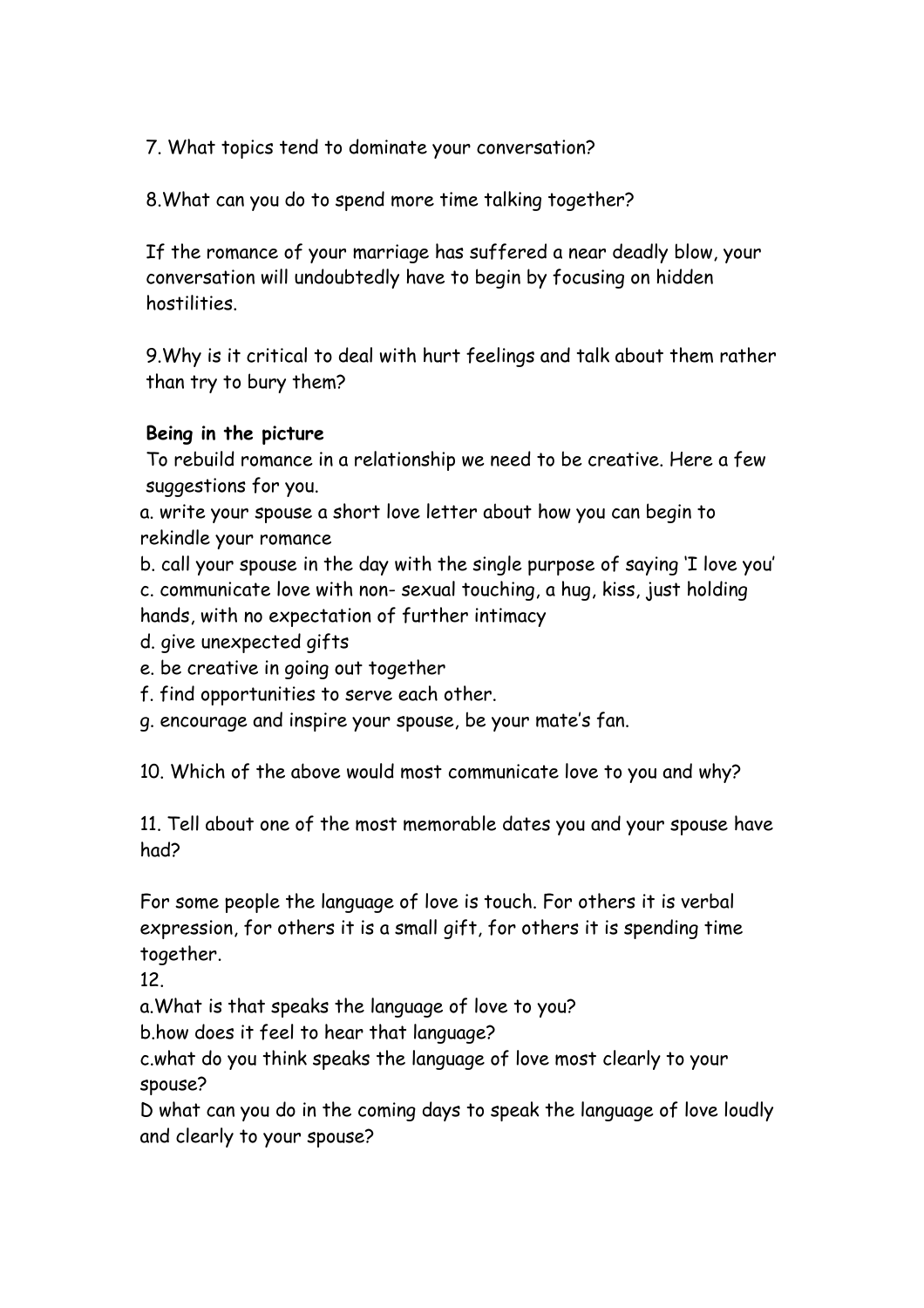7. What topics tend to dominate your conversation?

8.What can you do to spend more time talking together?

If the romance of your marriage has suffered a near deadly blow, your conversation will undoubtedly have to begin by focusing on hidden hostilities.

9.Why is it critical to deal with hurt feelings and talk about them rather than try to bury them?

**Being in the picture**

To rebuild romance in a relationship we need to be creative. Here a few suggestions for you.

a. write your spouse a short love letter about how you can begin to rekindle your romance
b. call your spouse in the day with the single purpose of saying 'I love you'
c. communicate love with non- sexual touching, a hug, kiss, just holding hands, with no expectation of further intimacy
d. give unexpected gifts
e. be creative in going out together
f. find opportunities to serve each other.
g. encourage and inspire your spouse, be your mate's fan.

10. Which of the above would most communicate love to you and why?

11. Tell about one of the most memorable dates you and your spouse have had?

For some people the language of love is touch. For others it is verbal expression, for others it is a small gift, for others it is spending time together.

12.
a.What is that speaks the language of love to you?
b.how does it feel to hear that language?
c.what do you think speaks the language of love most clearly to your spouse?
D what can you do in the coming days to speak the language of love loudly and clearly to your spouse?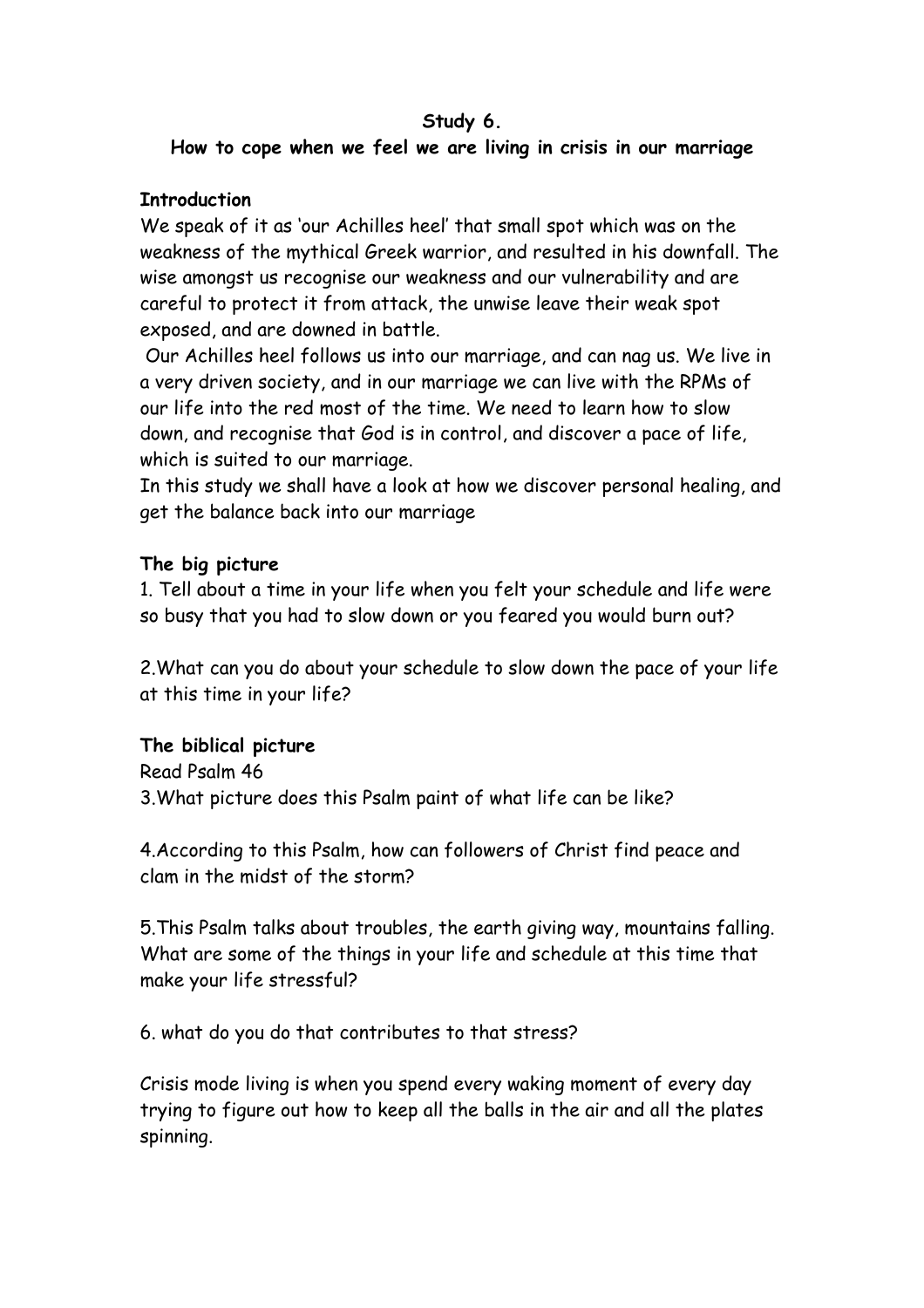**Study 6.**

**How to cope when we feel we are living in crisis in our marriage**

**Introduction**

We speak of it as 'our Achilles heel' that small spot which was on the weakness of the mythical Greek warrior, and resulted in his downfall. The wise amongst us recognise our weakness and our vulnerability and are careful to protect it from attack, the unwise leave their weak spot exposed, and are downed in battle.

Our Achilles heel follows us into our marriage, and can nag us. We live in a very driven society, and in our marriage we can live with the RPMs of our life into the red most of the time. We need to learn how to slow down, and recognise that God is in control, and discover a pace of life, which is suited to our marriage.

In this study we shall have a look at how we discover personal healing, and get the balance back into our marriage

**The big picture**

1. Tell about a time in your life when you felt your schedule and life were so busy that you had to slow down or you feared you would burn out?

2.What can you do about your schedule to slow down the pace of your life at this time in your life?

**The biblical picture**

Read Psalm 46

3.What picture does this Psalm paint of what life can be like?

4.According to this Psalm, how can followers of Christ find peace and clam in the midst of the storm?

5.This Psalm talks about troubles, the earth giving way, mountains falling. What are some of the things in your life and schedule at this time that make your life stressful?

6. what do you do that contributes to that stress?

Crisis mode living is when you spend every waking moment of every day trying to figure out how to keep all the balls in the air and all the plates spinning.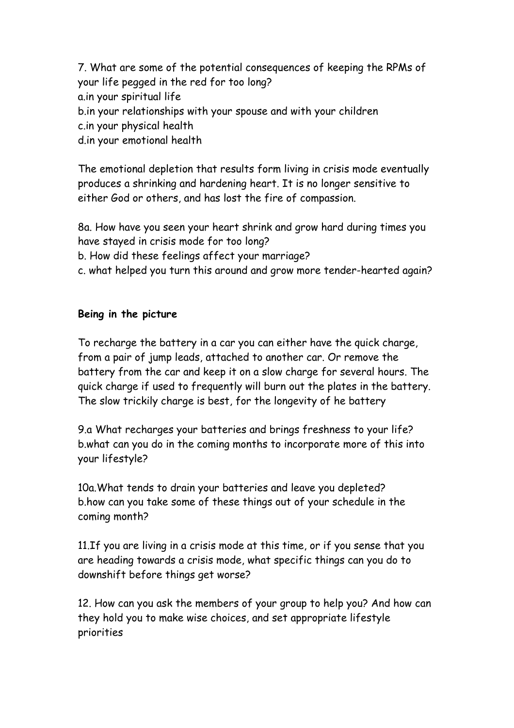7. What are some of the potential consequences of keeping the RPMs of your life pegged in the red for too long?
a.in your spiritual life
b.in your relationships with your spouse and with your children
c.in your physical health
d.in your emotional health

The emotional depletion that results form living in crisis mode eventually produces a shrinking and hardening heart. It is no longer sensitive to either God or others, and has lost the fire of compassion.

8a. How have you seen your heart shrink and grow hard during times you have stayed in crisis mode for too long?
b. How did these feelings affect your marriage?
c. what helped you turn this around and grow more tender-hearted again?

**Being in the picture**

To recharge the battery in a car you can either have the quick charge, from a pair of jump leads, attached to another car. Or remove the battery from the car and keep it on a slow charge for several hours. The quick charge if used to frequently will burn out the plates in the battery. The slow trickily charge is best, for the longevity of he battery

9.a What recharges your batteries and brings freshness to your life?
b.what can you do in the coming months to incorporate more of this into your lifestyle?

10a.What tends to drain your batteries and leave you depleted?
b.how can you take some of these things out of your schedule in the coming month?

11.If you are living in a crisis mode at this time, or if you sense that you are heading towards a crisis mode, what specific things can you do to downshift before things get worse?

12. How can you ask the members of your group to help you? And how can they hold you to make wise choices, and set appropriate lifestyle priorities